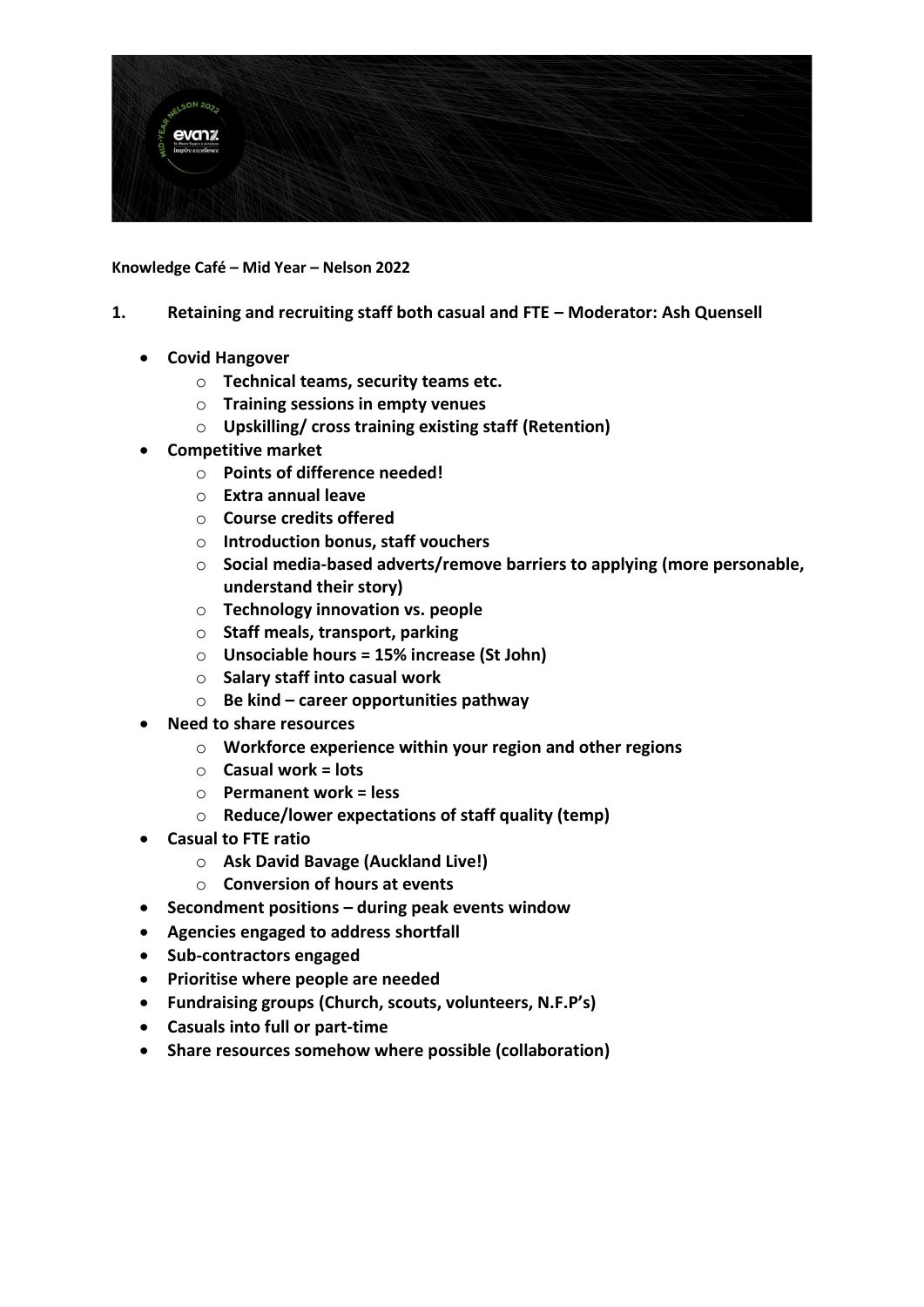**Knowledge Café – Mid Year – Nelson 2022**

1. **Retaining and recruiting staff both casual and FTE – Moderator: Ash Quensell**

- **Covid Hangover**
  - **Technical teams, security teams etc.**
  - **Training sessions in empty venues**
  - **Upskilling/ cross training existing staff (Retention)**
- **Competitive market**
  - **Points of difference needed!**
  - **Extra annual leave**
  - **Course credits offered**
  - **Introduction bonus, staff vouchers**
  - **Social media-based adverts/remove barriers to applying (more personable, understand their story)**
  - **Technology innovation vs. people**
  - **Staff meals, transport, parking**
  - **Unsociable hours = 15% increase (St John)**
  - **Salary staff into casual work**
  - **Be kind – career opportunities pathway**
- **Need to share resources**
  - **Workforce experience within your region and other regions**
  - **Casual work = lots**
  - **Permanent work = less**
  - **Reduce/lower expectations of staff quality (temp)**
- **Casual to FTE ratio**
  - **Ask David Bavage (Auckland Live!)**
  - **Conversion of hours at events**
- **Secondment positions – during peak events window**
- **Agencies engaged to address shortfall**
- **Sub-contractors engaged**
- **Prioritise where people are needed**
- **Fundraising groups (Church, scouts, volunteers, N.F.P's)**
- **Casuals into full or part-time**
- **Share resources somehow where possible (collaboration)**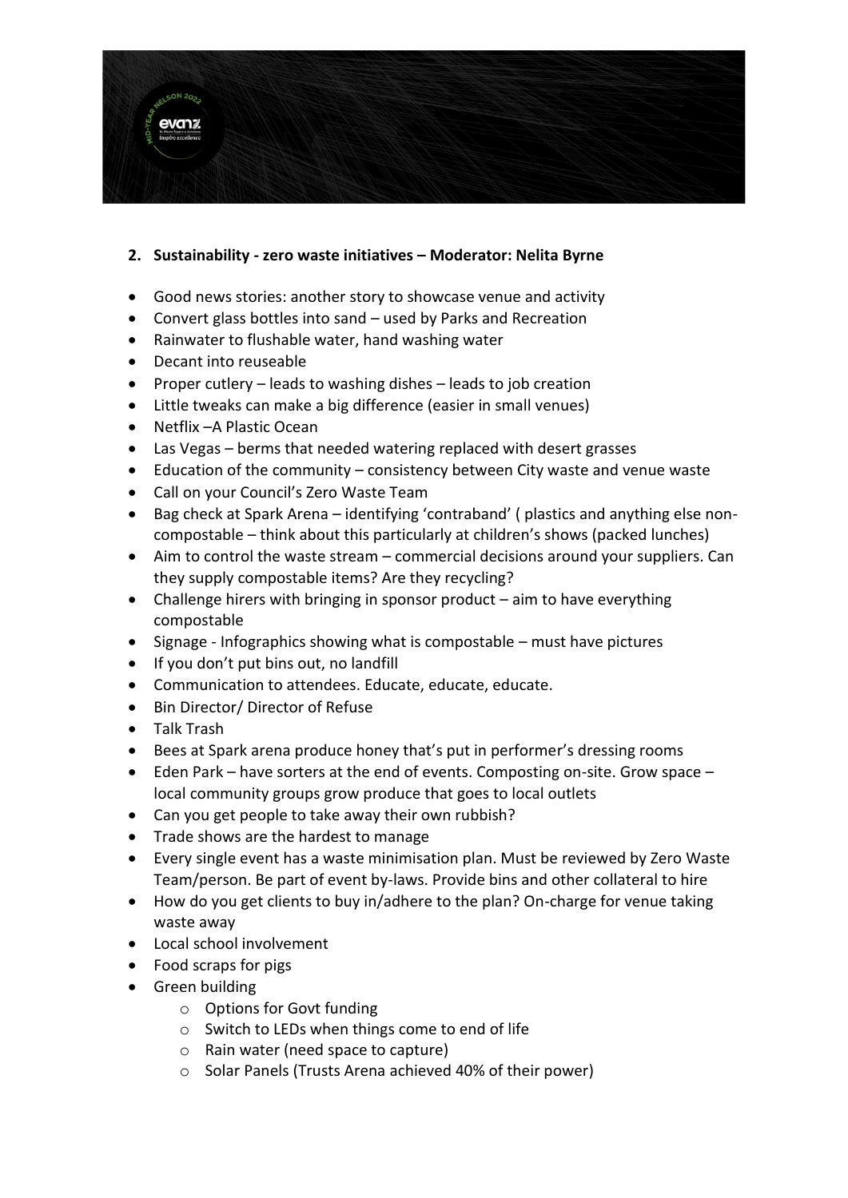**2. Sustainability - zero waste initiatives – Moderator: Nelita Byrne**

- Good news stories: another story to showcase venue and activity
- Convert glass bottles into sand – used by Parks and Recreation
- Rainwater to flushable water, hand washing water
- Decant into reuseable
- Proper cutlery – leads to washing dishes – leads to job creation
- Little tweaks can make a big difference (easier in small venues)
- Netflix –A Plastic Ocean
- Las Vegas – berms that needed watering replaced with desert grasses
- Education of the community – consistency between City waste and venue waste
- Call on your Council's Zero Waste Team
- Bag check at Spark Arena – identifying 'contraband' ( plastics and anything else non-compostable – think about this particularly at children's shows (packed lunches)
- Aim to control the waste stream – commercial decisions around your suppliers. Can they supply compostable items? Are they recycling?
- Challenge hirers with bringing in sponsor product – aim to have everything compostable
- Signage - Infographics showing what is compostable – must have pictures
- If you don't put bins out, no landfill
- Communication to attendees. Educate, educate, educate.
- Bin Director/ Director of Refuse
- Talk Trash
- Bees at Spark arena produce honey that's put in performer's dressing rooms
- Eden Park – have sorters at the end of events. Composting on-site. Grow space – local community groups grow produce that goes to local outlets
- Can you get people to take away their own rubbish?
- Trade shows are the hardest to manage
- Every single event has a waste minimisation plan. Must be reviewed by Zero Waste Team/person. Be part of event by-laws. Provide bins and other collateral to hire
- How do you get clients to buy in/adhere to the plan? On-charge for venue taking waste away
- Local school involvement
- Food scraps for pigs
- Green building
  - Options for Govt funding
  - Switch to LEDs when things come to end of life
  - Rain water (need space to capture)
  - Solar Panels (Trusts Arena achieved 40% of their power)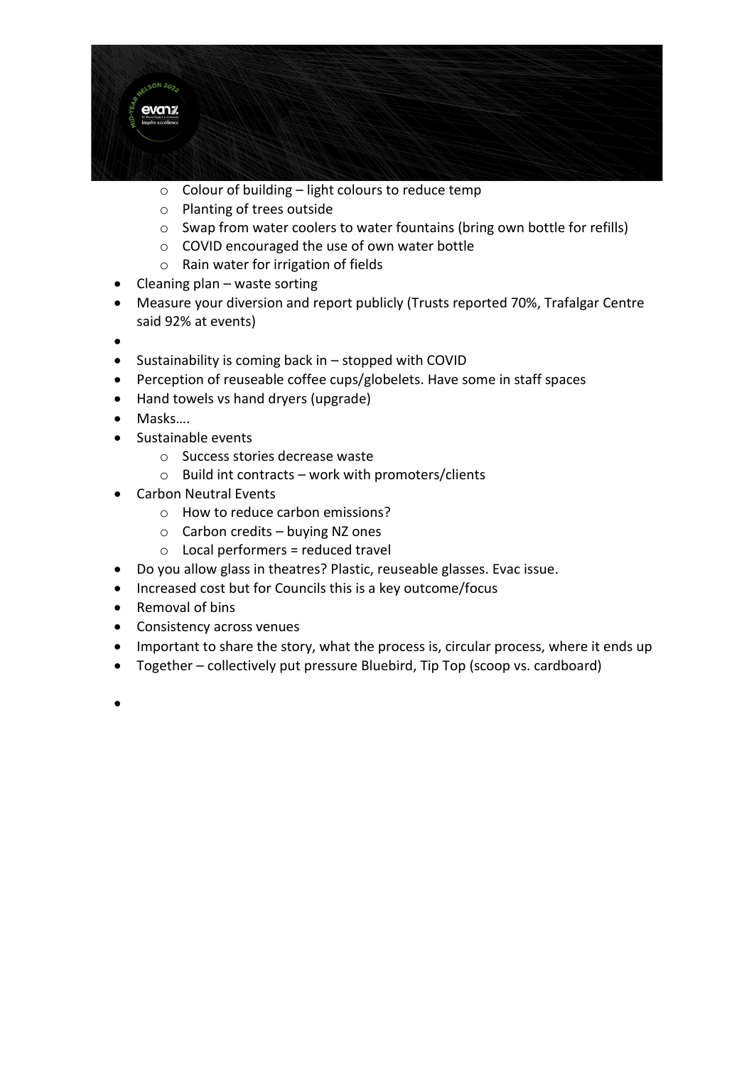- Colour of building – light colours to reduce temp
  - Planting of trees outside
  - Swap from water coolers to water fountains (bring own bottle for refills)
  - COVID encouraged the use of own water bottle
  - Rain water for irrigation of fields
- Cleaning plan – waste sorting
- Measure your diversion and report publicly (Trusts reported 70%, Trafalgar Centre said 92% at events)
- 
- Sustainability is coming back in – stopped with COVID
- Perception of reuseable coffee cups/globelets. Have some in staff spaces
- Hand towels vs hand dryers (upgrade)
- Masks….
- Sustainable events
  - Success stories decrease waste
  - Build int contracts – work with promoters/clients
- Carbon Neutral Events
  - How to reduce carbon emissions?
  - Carbon credits – buying NZ ones
  - Local performers = reduced travel
- Do you allow glass in theatres? Plastic, reuseable glasses. Evac issue.
- Increased cost but for Councils this is a key outcome/focus
- Removal of bins
- Consistency across venues
- Important to share the story, what the process is, circular process, where it ends up
- Together – collectively put pressure Bluebird, Tip Top (scoop vs. cardboard)
-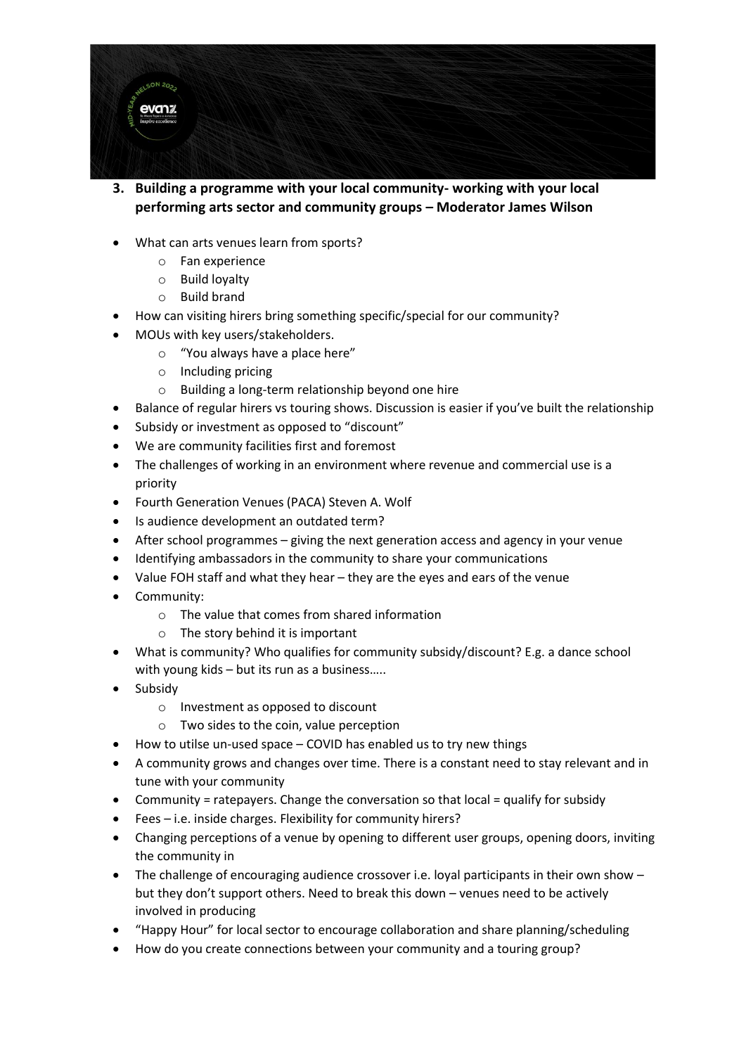3. **Building a programme with your local community- working with your local performing arts sector and community groups – Moderator James Wilson**

- What can arts venues learn from sports?
  - Fan experience
  - Build loyalty
  - Build brand
- How can visiting hirers bring something specific/special for our community?
- MOUs with key users/stakeholders.
  - "You always have a place here"
  - Including pricing
  - Building a long-term relationship beyond one hire
- Balance of regular hirers vs touring shows. Discussion is easier if you've built the relationship
- Subsidy or investment as opposed to "discount"
- We are community facilities first and foremost
- The challenges of working in an environment where revenue and commercial use is a priority
- Fourth Generation Venues (PACA) Steven A. Wolf
- Is audience development an outdated term?
- After school programmes – giving the next generation access and agency in your venue
- Identifying ambassadors in the community to share your communications
- Value FOH staff and what they hear – they are the eyes and ears of the venue
- Community:
  - The value that comes from shared information
  - The story behind it is important
- What is community? Who qualifies for community subsidy/discount? E.g. a dance school with young kids – but its run as a business…..
- Subsidy
  - Investment as opposed to discount
  - Two sides to the coin, value perception
- How to utilse un-used space – COVID has enabled us to try new things
- A community grows and changes over time. There is a constant need to stay relevant and in tune with your community
- Community = ratepayers. Change the conversation so that local = qualify for subsidy
- Fees – i.e. inside charges. Flexibility for community hirers?
- Changing perceptions of a venue by opening to different user groups, opening doors, inviting the community in
- The challenge of encouraging audience crossover i.e. loyal participants in their own show – but they don't support others. Need to break this down – venues need to be actively involved in producing
- "Happy Hour" for local sector to encourage collaboration and share planning/scheduling
- How do you create connections between your community and a touring group?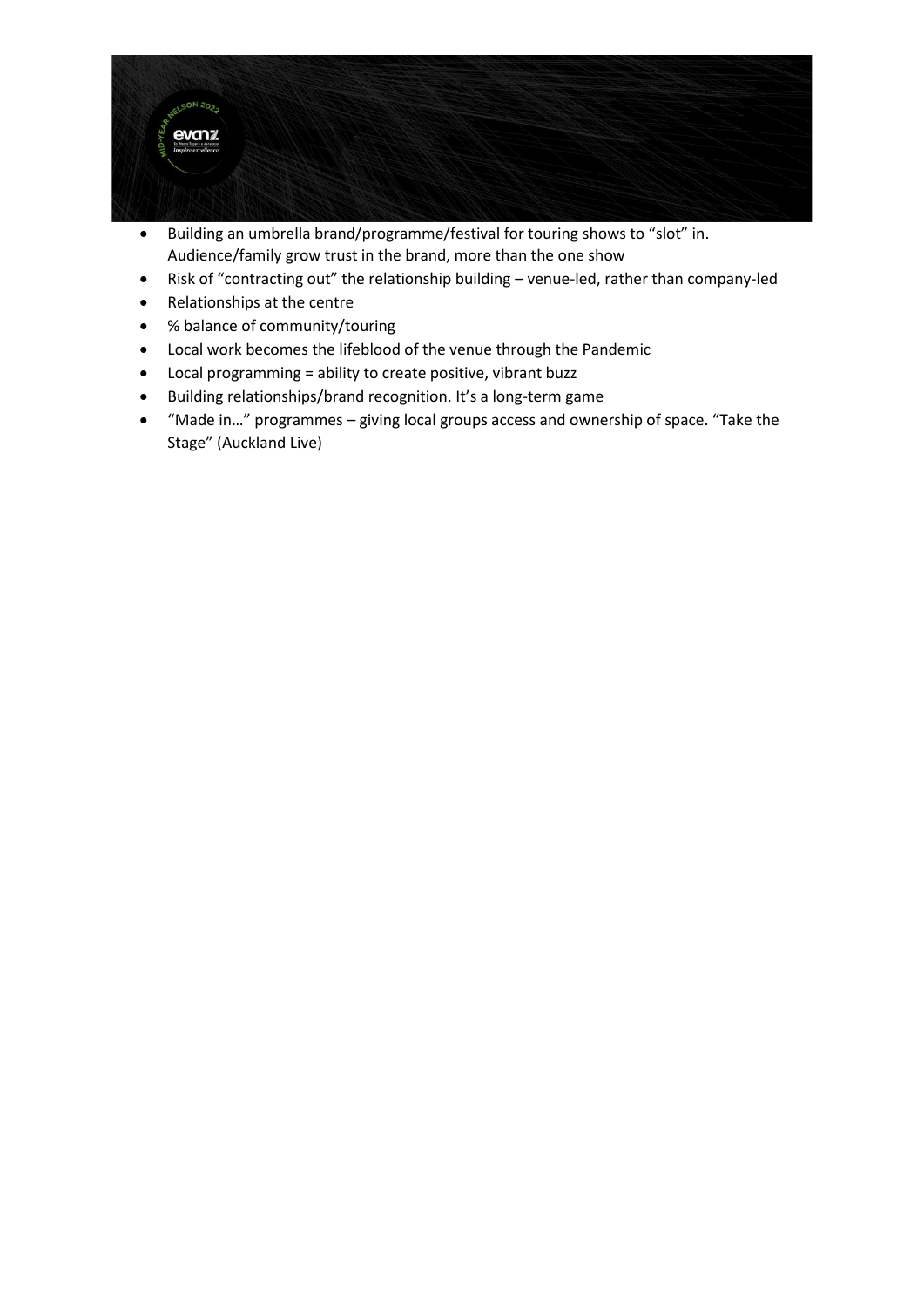- Building an umbrella brand/programme/festival for touring shows to "slot" in. Audience/family grow trust in the brand, more than the one show
- Risk of "contracting out" the relationship building – venue-led, rather than company-led
- Relationships at the centre
- % balance of community/touring
- Local work becomes the lifeblood of the venue through the Pandemic
- Local programming = ability to create positive, vibrant buzz
- Building relationships/brand recognition. It's a long-term game
- "Made in…" programmes – giving local groups access and ownership of space. "Take the Stage" (Auckland Live)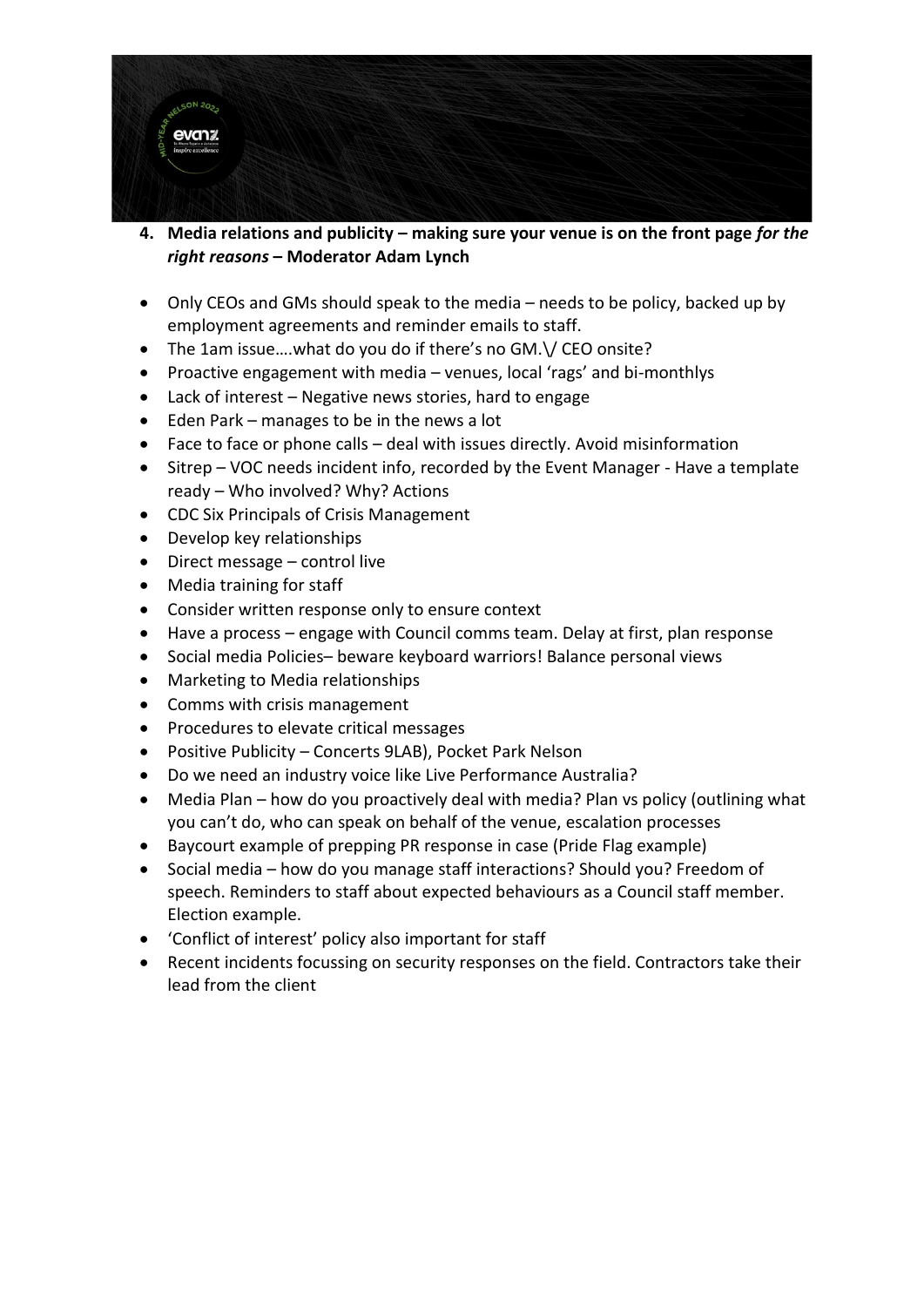4. **Media relations and publicity – making sure your venue is on the front page *for the right reasons* – Moderator Adam Lynch**

- Only CEOs and GMs should speak to the media – needs to be policy, backed up by employment agreements and reminder emails to staff.
- The 1am issue….what do you do if there's no GM.\/ CEO onsite?
- Proactive engagement with media – venues, local 'rags' and bi-monthlys
- Lack of interest – Negative news stories, hard to engage
- Eden Park – manages to be in the news a lot
- Face to face or phone calls – deal with issues directly. Avoid misinformation
- Sitrep – VOC needs incident info, recorded by the Event Manager - Have a template ready – Who involved? Why? Actions
- CDC Six Principals of Crisis Management
- Develop key relationships
- Direct message – control live
- Media training for staff
- Consider written response only to ensure context
- Have a process – engage with Council comms team. Delay at first, plan response
- Social media Policies– beware keyboard warriors! Balance personal views
- Marketing to Media relationships
- Comms with crisis management
- Procedures to elevate critical messages
- Positive Publicity – Concerts 9LAB), Pocket Park Nelson
- Do we need an industry voice like Live Performance Australia?
- Media Plan – how do you proactively deal with media? Plan vs policy (outlining what you can't do, who can speak on behalf of the venue, escalation processes
- Baycourt example of prepping PR response in case (Pride Flag example)
- Social media – how do you manage staff interactions? Should you? Freedom of speech. Reminders to staff about expected behaviours as a Council staff member. Election example.
- 'Conflict of interest' policy also important for staff
- Recent incidents focussing on security responses on the field. Contractors take their lead from the client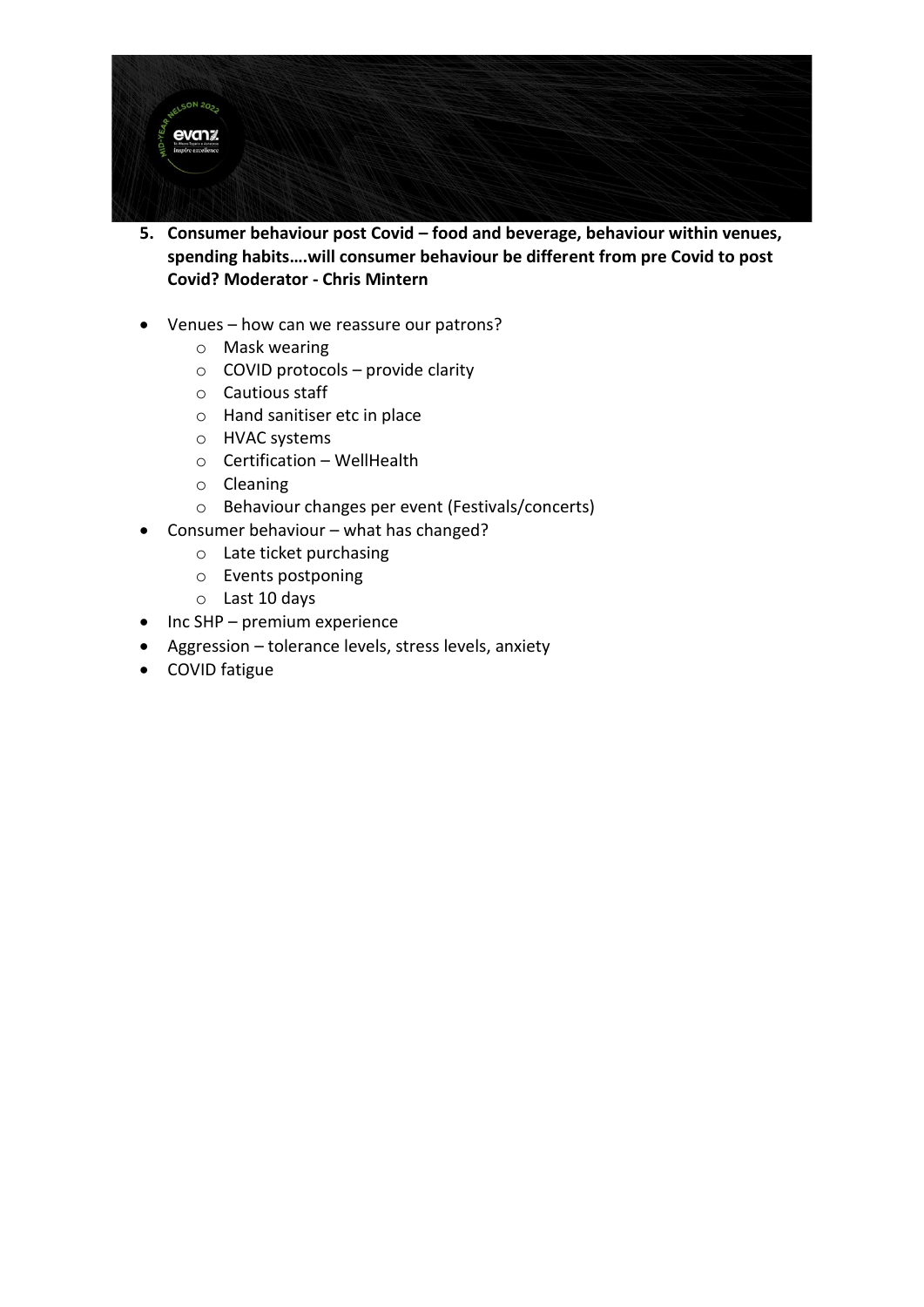5. **Consumer behaviour post Covid – food and beverage, behaviour within venues, spending habits….will consumer behaviour be different from pre Covid to post Covid? Moderator - Chris Mintern**

- Venues – how can we reassure our patrons?
    - Mask wearing
    - COVID protocols – provide clarity
    - Cautious staff
    - Hand sanitiser etc in place
    - HVAC systems
    - Certification – WellHealth
    - Cleaning
    - Behaviour changes per event (Festivals/concerts)
- Consumer behaviour – what has changed?
    - Late ticket purchasing
    - Events postponing
    - Last 10 days
- Inc SHP – premium experience
- Aggression – tolerance levels, stress levels, anxiety
- COVID fatigue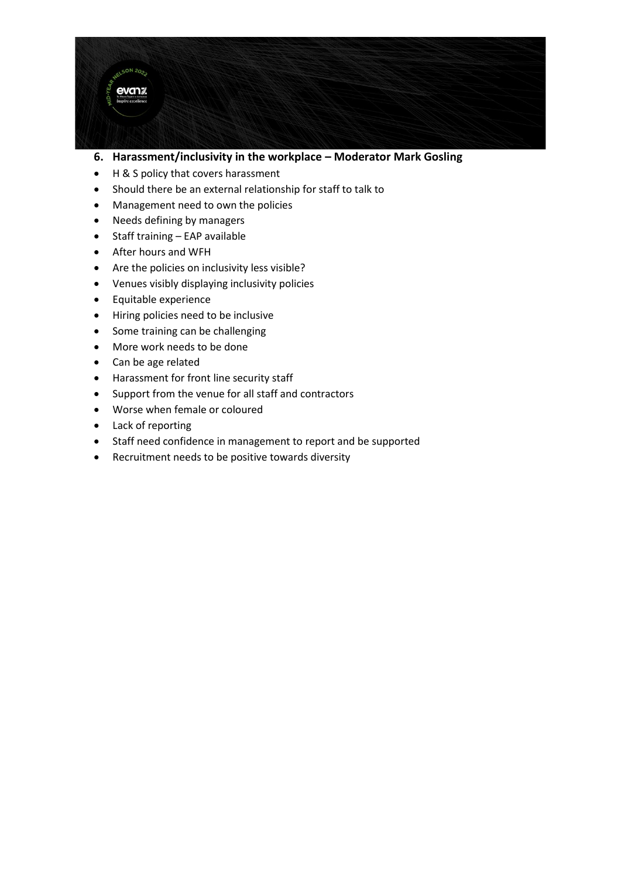## 6. Harassment/inclusivity in the workplace – Moderator Mark Gosling

- H & S policy that covers harassment
- Should there be an external relationship for staff to talk to
- Management need to own the policies
- Needs defining by managers
- Staff training – EAP available
- After hours and WFH
- Are the policies on inclusivity less visible?
- Venues visibly displaying inclusivity policies
- Equitable experience
- Hiring policies need to be inclusive
- Some training can be challenging
- More work needs to be done
- Can be age related
- Harassment for front line security staff
- Support from the venue for all staff and contractors
- Worse when female or coloured
- Lack of reporting
- Staff need confidence in management to report and be supported
- Recruitment needs to be positive towards diversity